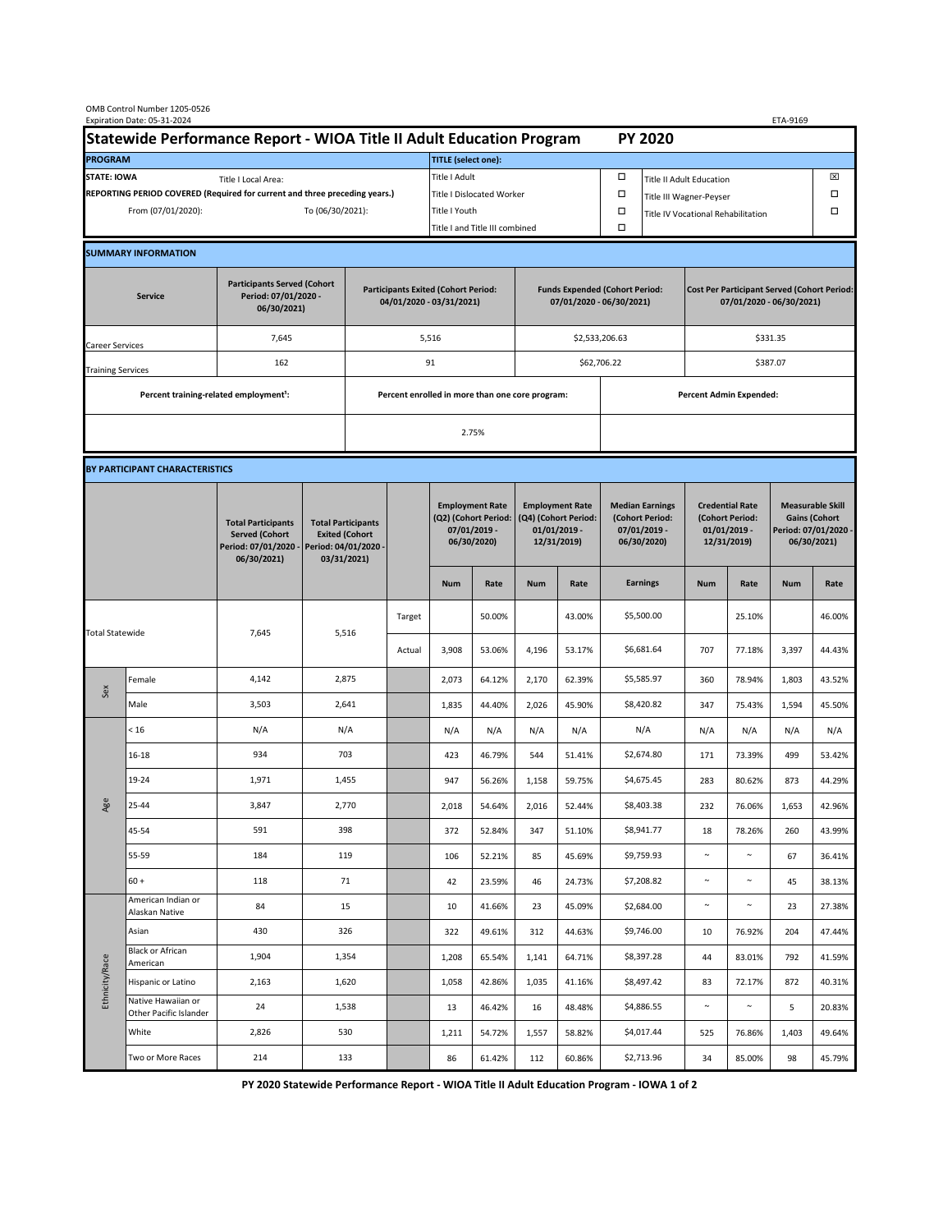OMB Control Number 1205-0526
Expiration Date: 05-31-2024

ETA-9169

# Statewide Performance Report - WIOA Title II Adult Education Program — PY 2020

| PROGRAM | | TITLE (select one): | | | |
|---|---|---|---|---|---|
| STATE: IOWA | Title I Local Area: | Title I Adult | ☐ | Title II Adult Education | ☒ |
| REPORTING PERIOD COVERED (Required for current and three preceding years.) | | Title I Dislocated Worker | ☐ | Title III Wagner-Peyser | ☐ |
| From (07/01/2020): | To (06/30/2021): | Title I Youth | ☐ | Title IV Vocational Rehabilitation | ☐ |
| | | Title I and Title III combined | ☐ | | |

## SUMMARY INFORMATION

| Service | Participants Served (Cohort Period: 07/01/2020 - 06/30/2021) | Participants Exited (Cohort Period: 04/01/2020 - 03/31/2021) | Funds Expended (Cohort Period: 07/01/2020 - 06/30/2021) | Cost Per Participant Served (Cohort Period: 07/01/2020 - 06/30/2021) |
|---|---|---|---|---|
| Career Services | 7,645 | 5,516 | $2,533,206.63 | $331.35 |
| Training Services | 162 | 91 | $62,706.22 | $387.07 |

| Percent training-related employment[1]: | Percent enrolled in more than one core program: | Percent Admin Expended: |
|---|---|---|
| | 2.75% | |

## BY PARTICIPANT CHARACTERISTICS

| | | Total Participants Served (Cohort Period: 07/01/2020 - 06/30/2021) | Total Participants Exited (Cohort Period: 04/01/2020 - 03/31/2021) | | Employment Rate (Q2) (Cohort Period: 07/01/2019 - 06/30/2020) | | Employment Rate (Q4) (Cohort Period: 01/01/2019 - 12/31/2019) | | Median Earnings (Cohort Period: 07/01/2019 - 06/30/2020) | Credential Rate (Cohort Period: 01/01/2019 - 12/31/2019) | | Measurable Skill Gains (Cohort Period: 07/01/2020 - 06/30/2021) | |
|---|---|---|---|---|---|---|---|---|---|---|---|---|---|
| | | | | | Num | Rate | Num | Rate | Earnings | Num | Rate | Num | Rate |
| Total Statewide | | 7,645 | 5,516 | Target | | 50.00% | | 43.00% | $5,500.00 | | 25.10% | | 46.00% |
| | | | | Actual | 3,908 | 53.06% | 4,196 | 53.17% | $6,681.64 | 707 | 77.18% | 3,397 | 44.43% |
| Sex | Female | 4,142 | 2,875 | | 2,073 | 64.12% | 2,170 | 62.39% | $5,585.97 | 360 | 78.94% | 1,803 | 43.52% |
| | Male | 3,503 | 2,641 | | 1,835 | 44.40% | 2,026 | 45.90% | $8,420.82 | 347 | 75.43% | 1,594 | 45.50% |
| Age | < 16 | N/A | N/A | | N/A | N/A | N/A | N/A | N/A | N/A | N/A | N/A | N/A |
| | 16-18 | 934 | 703 | | 423 | 46.79% | 544 | 51.41% | $2,674.80 | 171 | 73.39% | 499 | 53.42% |
| | 19-24 | 1,971 | 1,455 | | 947 | 56.26% | 1,158 | 59.75% | $4,675.45 | 283 | 80.62% | 873 | 44.29% |
| | 25-44 | 3,847 | 2,770 | | 2,018 | 54.64% | 2,016 | 52.44% | $8,403.38 | 232 | 76.06% | 1,653 | 42.96% |
| | 45-54 | 591 | 398 | | 372 | 52.84% | 347 | 51.10% | $8,941.77 | 18 | 78.26% | 260 | 43.99% |
| | 55-59 | 184 | 119 | | 106 | 52.21% | 85 | 45.69% | $9,759.93 | ~ | ~ | 67 | 36.41% |
| | 60 + | 118 | 71 | | 42 | 23.59% | 46 | 24.73% | $7,208.82 | ~ | ~ | 45 | 38.13% |
| Ethnicity/Race | American Indian or Alaskan Native | 84 | 15 | | 10 | 41.66% | 23 | 45.09% | $2,684.00 | ~ | ~ | 23 | 27.38% |
| | Asian | 430 | 326 | | 322 | 49.61% | 312 | 44.63% | $9,746.00 | 10 | 76.92% | 204 | 47.44% |
| | Black or African American | 1,904 | 1,354 | | 1,208 | 65.54% | 1,141 | 64.71% | $8,397.28 | 44 | 83.01% | 792 | 41.59% |
| | Hispanic or Latino | 2,163 | 1,620 | | 1,058 | 42.86% | 1,035 | 41.16% | $8,497.42 | 83 | 72.17% | 872 | 40.31% |
| | Native Hawaiian or Other Pacific Islander | 24 | 1,538 | | 13 | 46.42% | 16 | 48.48% | $4,886.55 | ~ | ~ | 5 | 20.83% |
| | White | 2,826 | 530 | | 1,211 | 54.72% | 1,557 | 58.82% | $4,017.44 | 525 | 76.86% | 1,403 | 49.64% |
| | Two or More Races | 214 | 133 | | 86 | 61.42% | 112 | 60.86% | $2,713.96 | 34 | 85.00% | 98 | 45.79% |

PY 2020 Statewide Performance Report - WIOA Title II Adult Education Program - IOWA 1 of 2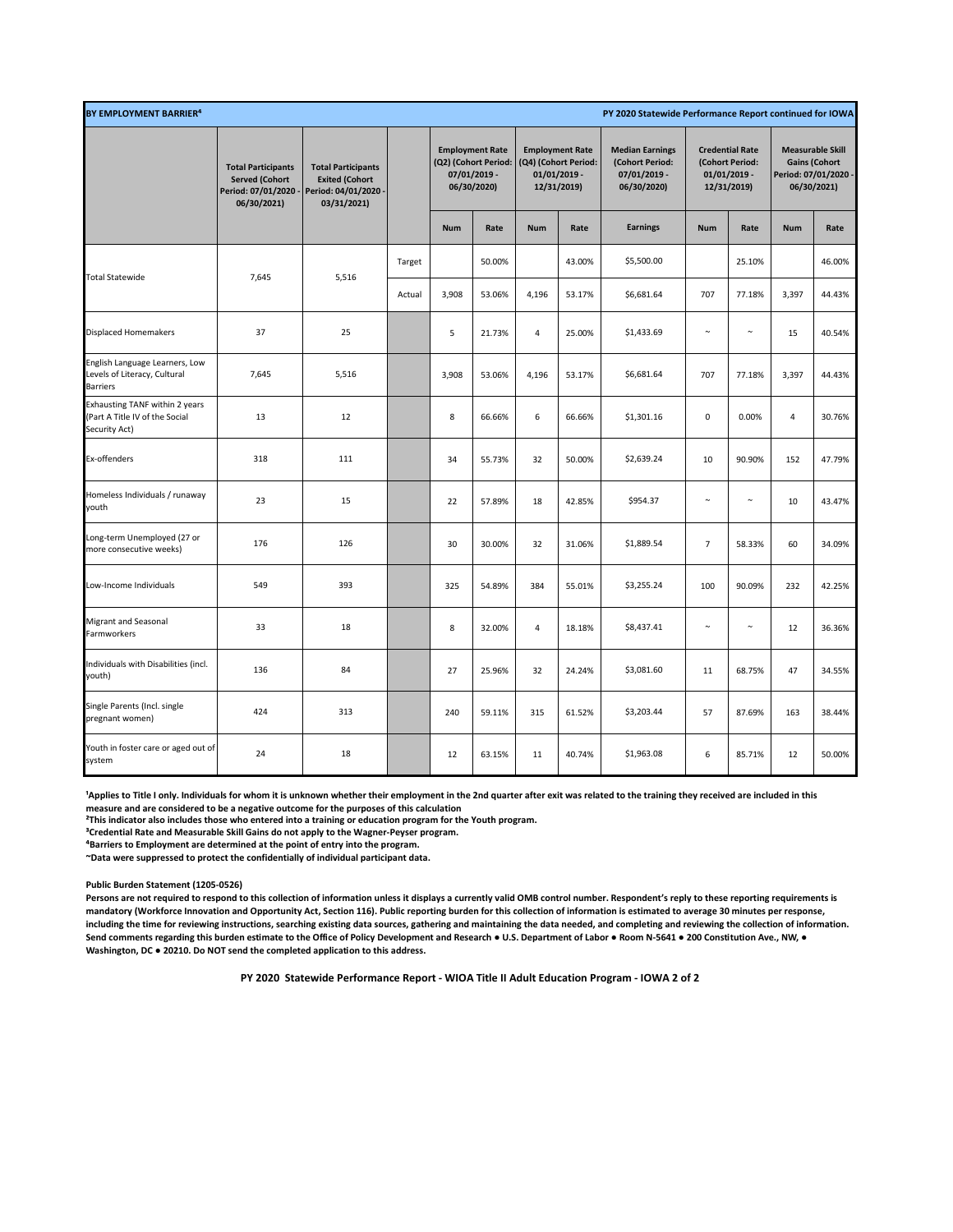| BY EMPLOYMENT BARRIER[4] | | | | PY 2020 Statewide Performance Report continued for IOWA | | | | | | | | | |
|---|---|---|---|---|---|---|---|---|---|---|---|---|---|
| | Total Participants Served (Cohort Period: 07/01/2020 - 06/30/2021) | Total Participants Exited (Cohort Period: 04/01/2020 - 03/31/2021) | | Employment Rate (Q2) (Cohort Period: 07/01/2019 - 06/30/2020) | | Employment Rate (Q4) (Cohort Period: 01/01/2019 - 12/31/2019) | | Median Earnings (Cohort Period: 07/01/2019 - 06/30/2020) | Credential Rate (Cohort Period: 01/01/2019 - 12/31/2019) | | Measurable Skill Gains (Cohort Period: 07/01/2020 - 06/30/2021) | |
| | | | | Num | Rate | Num | Rate | Earnings | Num | Rate | Num | Rate |
| Total Statewide | 7,645 | 5,516 | Target | | 50.00% | | 43.00% | $5,500.00 | | 25.10% | | 46.00% |
| | | | Actual | 3,908 | 53.06% | 4,196 | 53.17% | $6,681.64 | 707 | 77.18% | 3,397 | 44.43% |
| Displaced Homemakers | 37 | 25 | | 5 | 21.73% | 4 | 25.00% | $1,433.69 | ~ | ~ | 15 | 40.54% |
| English Language Learners, Low Levels of Literacy, Cultural Barriers | 7,645 | 5,516 | | 3,908 | 53.06% | 4,196 | 53.17% | $6,681.64 | 707 | 77.18% | 3,397 | 44.43% |
| Exhausting TANF within 2 years (Part A Title IV of the Social Security Act) | 13 | 12 | | 8 | 66.66% | 6 | 66.66% | $1,301.16 | 0 | 0.00% | 4 | 30.76% |
| Ex-offenders | 318 | 111 | | 34 | 55.73% | 32 | 50.00% | $2,639.24 | 10 | 90.90% | 152 | 47.79% |
| Homeless Individuals / runaway youth | 23 | 15 | | 22 | 57.89% | 18 | 42.85% | $954.37 | ~ | ~ | 10 | 43.47% |
| Long-term Unemployed (27 or more consecutive weeks) | 176 | 126 | | 30 | 30.00% | 32 | 31.06% | $1,889.54 | 7 | 58.33% | 60 | 34.09% |
| Low-Income Individuals | 549 | 393 | | 325 | 54.89% | 384 | 55.01% | $3,255.24 | 100 | 90.09% | 232 | 42.25% |
| Migrant and Seasonal Farmworkers | 33 | 18 | | 8 | 32.00% | 4 | 18.18% | $8,437.41 | ~ | ~ | 12 | 36.36% |
| Individuals with Disabilities (incl. youth) | 136 | 84 | | 27 | 25.96% | 32 | 24.24% | $3,081.60 | 11 | 68.75% | 47 | 34.55% |
| Single Parents (Incl. single pregnant women) | 424 | 313 | | 240 | 59.11% | 315 | 61.52% | $3,203.44 | 57 | 87.69% | 163 | 38.44% |
| Youth in foster care or aged out of system | 24 | 18 | | 12 | 63.15% | 11 | 40.74% | $1,963.08 | 6 | 85.71% | 12 | 50.00% |

**[1]Applies to Title I only. Individuals for whom it is unknown whether their employment in the 2nd quarter after exit was related to the training they received are included in this measure and are considered to be a negative outcome for the purposes of this calculation**

**[2]This indicator also includes those who entered into a training or education program for the Youth program.**

**[3]Credential Rate and Measurable Skill Gains do not apply to the Wagner-Peyser program.**

**[4]Barriers to Employment are determined at the point of entry into the program.**

**~Data were suppressed to protect the confidentially of individual participant data.**

**Public Burden Statement (1205-0526)**

**Persons are not required to respond to this collection of information unless it displays a currently valid OMB control number. Respondent's reply to these reporting requirements is mandatory (Workforce Innovation and Opportunity Act, Section 116). Public reporting burden for this collection of information is estimated to average 30 minutes per response, including the time for reviewing instructions, searching existing data sources, gathering and maintaining the data needed, and completing and reviewing the collection of information. Send comments regarding this burden estimate to the Office of Policy Development and Research ● U.S. Department of Labor ● Room N-5641 ● 200 Constitution Ave., NW, ● Washington, DC ● 20210. Do NOT send the completed application to this address.**

**PY 2020 Statewide Performance Report - WIOA Title II Adult Education Program - IOWA 2 of 2**